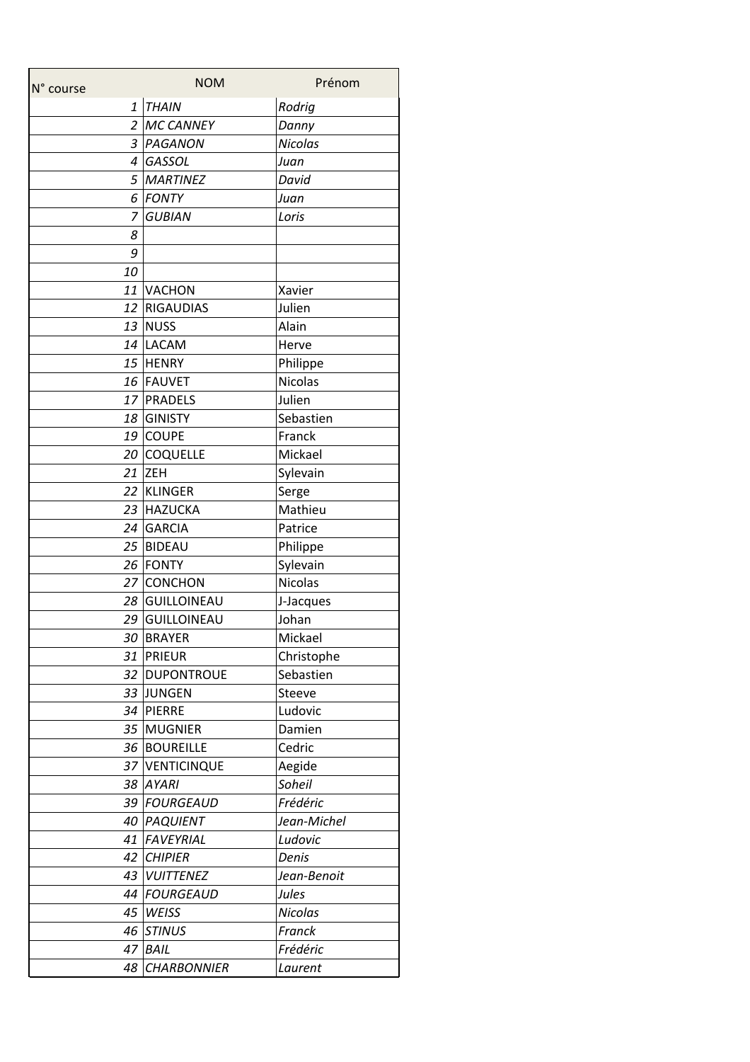| N° course | NOM | Prénom |
|---|---|---|
| 1 | *THAIN* | *Rodrig* |
| 2 | *MC CANNEY* | *Danny* |
| 3 | *PAGANON* | *Nicolas* |
| 4 | *GASSOL* | *Juan* |
| 5 | *MARTINEZ* | *David* |
| 6 | *FONTY* | *Juan* |
| 7 | *GUBIAN* | *Loris* |
| 8 | | |
| 9 | | |
| 10 | | |
| 11 | VACHON | Xavier |
| 12 | RIGAUDIAS | Julien |
| 13 | NUSS | Alain |
| 14 | LACAM | Herve |
| 15 | HENRY | Philippe |
| 16 | FAUVET | Nicolas |
| 17 | PRADELS | Julien |
| 18 | GINISTY | Sebastien |
| 19 | COUPE | Franck |
| 20 | COQUELLE | Mickael |
| 21 | ZEH | Sylevain |
| 22 | KLINGER | Serge |
| 23 | HAZUCKA | Mathieu |
| 24 | GARCIA | Patrice |
| 25 | BIDEAU | Philippe |
| 26 | FONTY | Sylevain |
| 27 | CONCHON | Nicolas |
| 28 | GUILLOINEAU | J-Jacques |
| 29 | GUILLOINEAU | Johan |
| 30 | BRAYER | Mickael |
| 31 | PRIEUR | Christophe |
| 32 | DUPONTROUE | Sebastien |
| 33 | JUNGEN | Steeve |
| 34 | PIERRE | Ludovic |
| 35 | MUGNIER | Damien |
| 36 | BOUREILLE | Cedric |
| 37 | VENTICINQUE | Aegide |
| 38 | *AYARI* | *Soheil* |
| 39 | *FOURGEAUD* | *Frédéric* |
| 40 | *PAQUIENT* | *Jean-Michel* |
| 41 | *FAVEYRIAL* | *Ludovic* |
| 42 | *CHIPIER* | *Denis* |
| 43 | *VUITTENEZ* | *Jean-Benoit* |
| 44 | *FOURGEAUD* | *Jules* |
| 45 | *WEISS* | *Nicolas* |
| 46 | *STINUS* | *Franck* |
| 47 | *BAIL* | *Frédéric* |
| 48 | *CHARBONNIER* | *Laurent* |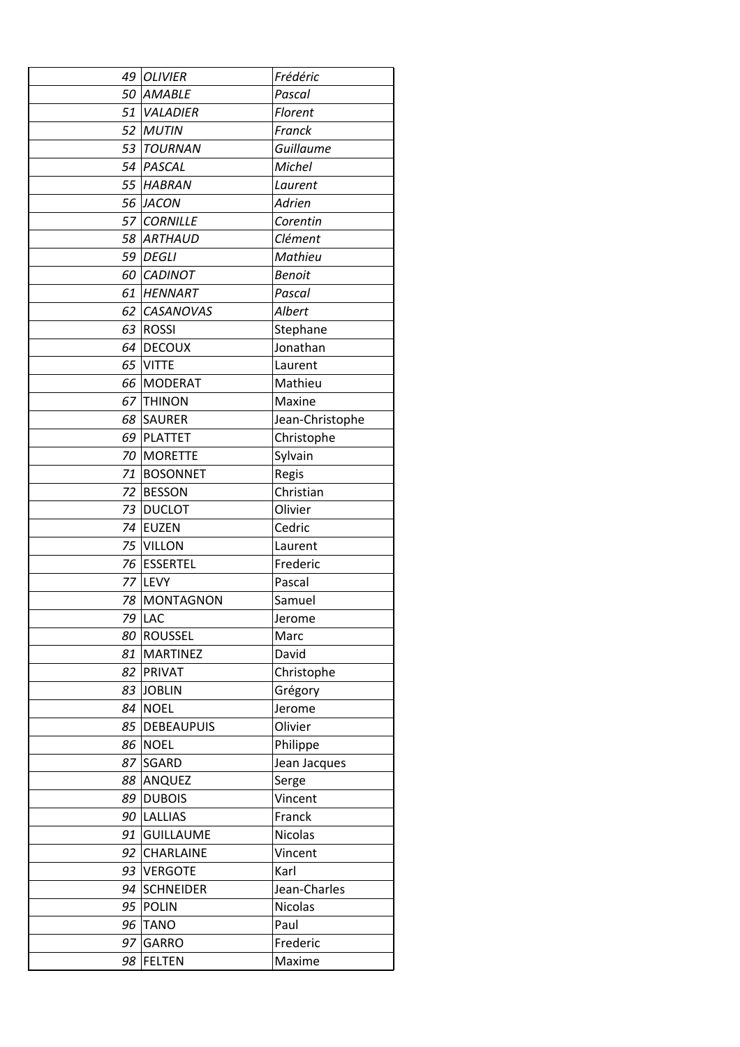| | | |
|---|---|---|
| 49 | *OLIVIER* | *Frédéric* |
| 50 | *AMABLE* | *Pascal* |
| 51 | *VALADIER* | *Florent* |
| 52 | *MUTIN* | *Franck* |
| 53 | *TOURNAN* | *Guillaume* |
| 54 | *PASCAL* | *Michel* |
| 55 | *HABRAN* | *Laurent* |
| 56 | *JACON* | *Adrien* |
| 57 | *CORNILLE* | *Corentin* |
| 58 | *ARTHAUD* | *Clément* |
| 59 | *DEGLI* | *Mathieu* |
| 60 | *CADINOT* | *Benoit* |
| 61 | *HENNART* | *Pascal* |
| 62 | *CASANOVAS* | *Albert* |
| 63 | ROSSI | Stephane |
| 64 | DECOUX | Jonathan |
| 65 | VITTE | Laurent |
| 66 | MODERAT | Mathieu |
| 67 | THINON | Maxine |
| 68 | SAURER | Jean-Christophe |
| 69 | PLATTET | Christophe |
| 70 | MORETTE | Sylvain |
| 71 | BOSONNET | Regis |
| 72 | BESSON | Christian |
| 73 | DUCLOT | Olivier |
| 74 | EUZEN | Cedric |
| 75 | VILLON | Laurent |
| 76 | ESSERTEL | Frederic |
| 77 | LEVY | Pascal |
| 78 | MONTAGNON | Samuel |
| 79 | LAC | Jerome |
| 80 | ROUSSEL | Marc |
| 81 | MARTINEZ | David |
| 82 | PRIVAT | Christophe |
| 83 | JOBLIN | Grégory |
| 84 | NOEL | Jerome |
| 85 | DEBEAUPUIS | Olivier |
| 86 | NOEL | Philippe |
| 87 | SGARD | Jean Jacques |
| 88 | ANQUEZ | Serge |
| 89 | DUBOIS | Vincent |
| 90 | LALLIAS | Franck |
| 91 | GUILLAUME | Nicolas |
| 92 | CHARLAINE | Vincent |
| 93 | VERGOTE | Karl |
| 94 | SCHNEIDER | Jean-Charles |
| 95 | POLIN | Nicolas |
| 96 | TANO | Paul |
| 97 | GARRO | Frederic |
| 98 | FELTEN | Maxime |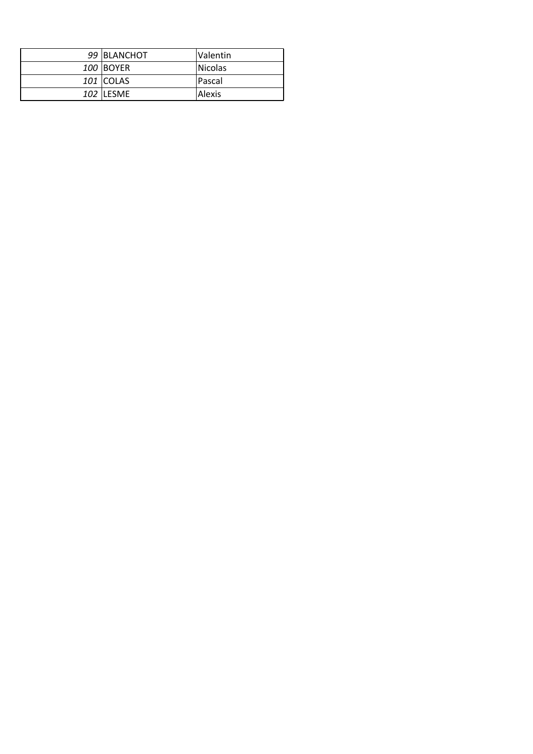| | | |
|---|---|---|
| *99* | BLANCHOT | Valentin |
| *100* | BOYER | Nicolas |
| *101* | COLAS | Pascal |
| *102* | LESME | Alexis |